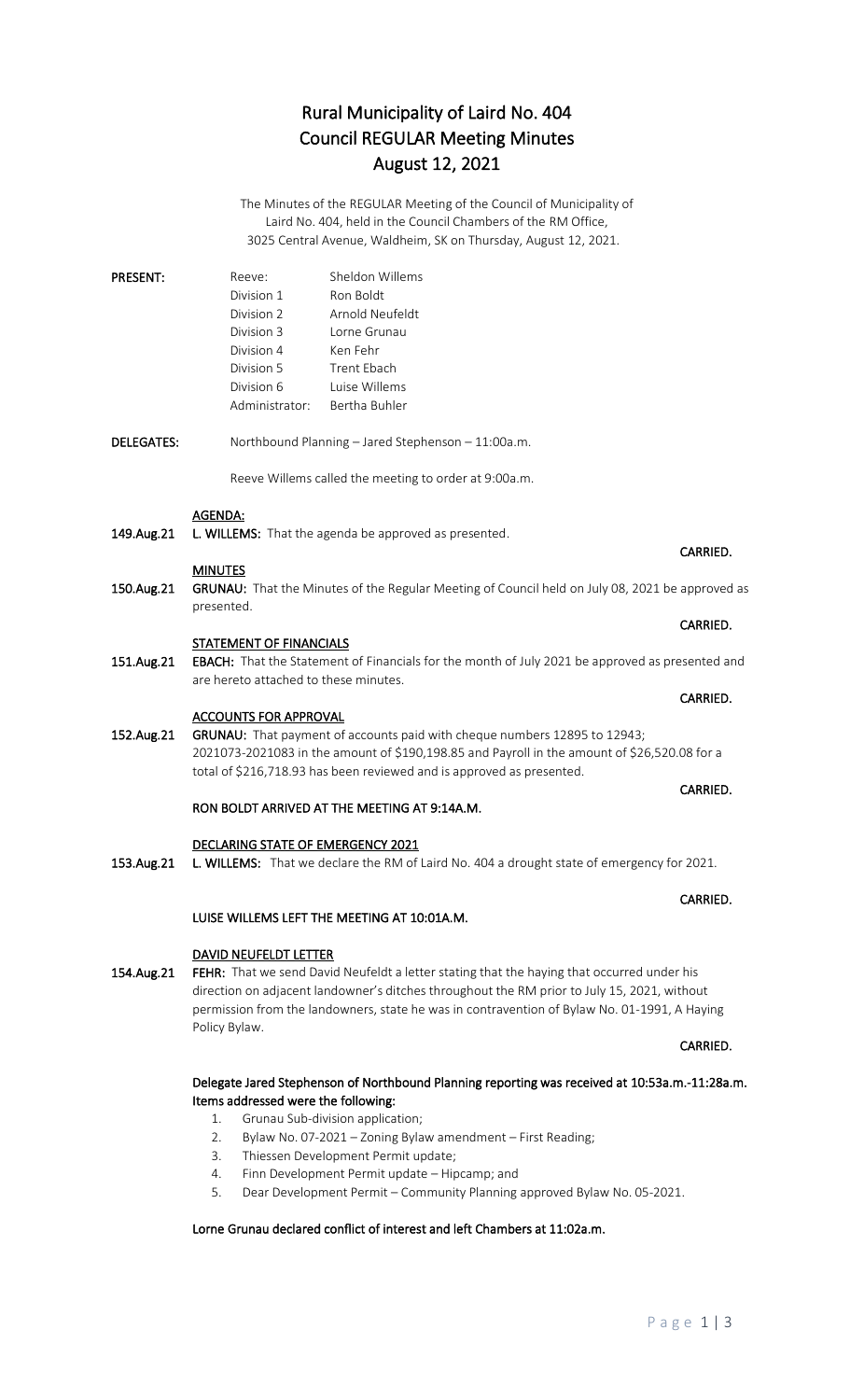# Rural Municipality of Laird No. 404
# Council REGULAR Meeting Minutes
# August 12, 2021

The Minutes of the REGULAR Meeting of the Council of Municipality of Laird No. 404, held in the Council Chambers of the RM Office, 3025 Central Avenue, Waldheim, SK on Thursday, August 12, 2021.

**PRESENT:**

| | |
|---|---|
| Reeve: | Sheldon Willems |
| Division 1 | Ron Boldt |
| Division 2 | Arnold Neufeldt |
| Division 3 | Lorne Grunau |
| Division 4 | Ken Fehr |
| Division 5 | Trent Ebach |
| Division 6 | Luise Willems |
| Administrator: | Bertha Buhler |

**DELEGATES:** Northbound Planning – Jared Stephenson – 11:00a.m.

Reeve Willems called the meeting to order at 9:00a.m.

**AGENDA:**

**149.Aug.21** **L. WILLEMS:** That the agenda be approved as presented.

**CARRIED.**

**MINUTES**

**150.Aug.21** **GRUNAU:** That the Minutes of the Regular Meeting of Council held on July 08, 2021 be approved as presented.

**CARRIED.**

**STATEMENT OF FINANCIALS**

**151.Aug.21** **EBACH:** That the Statement of Financials for the month of July 2021 be approved as presented and are hereto attached to these minutes.

**CARRIED.**

**ACCOUNTS FOR APPROVAL**

**152.Aug.21** **GRUNAU:** That payment of accounts paid with cheque numbers 12895 to 12943; 2021073-2021083 in the amount of $190,198.85 and Payroll in the amount of $26,520.08 for a total of $216,718.93 has been reviewed and is approved as presented.

**CARRIED.**

**RON BOLDT ARRIVED AT THE MEETING AT 9:14A.M.**

**DECLARING STATE OF EMERGENCY 2021**

**153.Aug.21** **L. WILLEMS:** That we declare the RM of Laird No. 404 a drought state of emergency for 2021.

**CARRIED.**

**LUISE WILLEMS LEFT THE MEETING AT 10:01A.M.**

**DAVID NEUFELDT LETTER**

**154.Aug.21** **FEHR:** That we send David Neufeldt a letter stating that the haying that occurred under his direction on adjacent landowner's ditches throughout the RM prior to July 15, 2021, without permission from the landowners, state he was in contravention of Bylaw No. 01-1991, A Haying Policy Bylaw.

**CARRIED.**

**Delegate Jared Stephenson of Northbound Planning reporting was received at 10:53a.m.-11:28a.m. Items addressed were the following:**

1. Grunau Sub-division application;
2. Bylaw No. 07-2021 – Zoning Bylaw amendment – First Reading;
3. Thiessen Development Permit update;
4. Finn Development Permit update – Hipcamp; and
5. Dear Development Permit – Community Planning approved Bylaw No. 05-2021.

**Lorne Grunau declared conflict of interest and left Chambers at 11:02a.m.**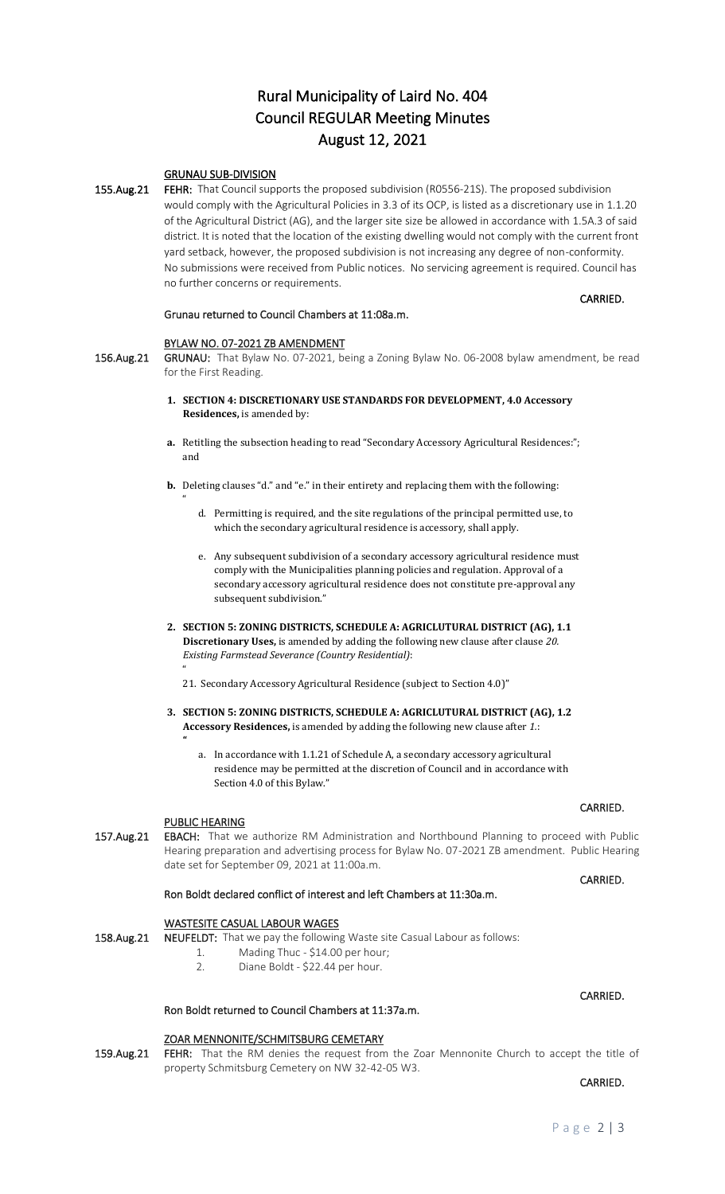# Rural Municipality of Laird No. 404
# Council REGULAR Meeting Minutes
# August 12, 2021

**GRUNAU SUB-DIVISION**

**155.Aug.21** **FEHR:** That Council supports the proposed subdivision (R0556-21S). The proposed subdivision would comply with the Agricultural Policies in 3.3 of its OCP, is listed as a discretionary use in 1.1.20 of the Agricultural District (AG), and the larger site size be allowed in accordance with 1.5A.3 of said district. It is noted that the location of the existing dwelling would not comply with the current front yard setback, however, the proposed subdivision is not increasing any degree of non-conformity. No submissions were received from Public notices. No servicing agreement is required. Council has no further concerns or requirements.

**CARRIED.**

**Grunau returned to Council Chambers at 11:08a.m.**

**BYLAW NO. 07-2021 ZB AMENDMENT**

**156.Aug.21** **GRUNAU:** That Bylaw No. 07-2021, being a Zoning Bylaw No. 06-2008 bylaw amendment, be read for the First Reading.

1. **SECTION 4: DISCRETIONARY USE STANDARDS FOR DEVELOPMENT, 4.0 Accessory Residences,** is amended by:

   a. Retitling the subsection heading to read "Secondary Accessory Agricultural Residences:"; and

   b. Deleting clauses "d." and "e." in their entirety and replacing them with the following:
   "
      d. Permitting is required, and the site regulations of the principal permitted use, to which the secondary agricultural residence is accessory, shall apply.

      e. Any subsequent subdivision of a secondary accessory agricultural residence must comply with the Municipalities planning policies and regulation. Approval of a secondary accessory agricultural residence does not constitute pre-approval any subsequent subdivision."

2. **SECTION 5: ZONING DISTRICTS, SCHEDULE A: AGRICLUTURAL DISTRICT (AG), 1.1 Discretionary Uses,** is amended by adding the following new clause after clause *20. Existing Farmstead Severance (Country Residential)*:
   "
   21. Secondary Accessory Agricultural Residence (subject to Section 4.0)"

3. **SECTION 5: ZONING DISTRICTS, SCHEDULE A: AGRICLUTURAL DISTRICT (AG), 1.2 Accessory Residences,** is amended by adding the following new clause after *1.*:
   "
      a. In accordance with 1.1.21 of Schedule A, a secondary accessory agricultural residence may be permitted at the discretion of Council and in accordance with Section 4.0 of this Bylaw."

**CARRIED.**

**PUBLIC HEARING**

**157.Aug.21** **EBACH:** That we authorize RM Administration and Northbound Planning to proceed with Public Hearing preparation and advertising process for Bylaw No. 07-2021 ZB amendment. Public Hearing date set for September 09, 2021 at 11:00a.m.

**CARRIED.**

**Ron Boldt declared conflict of interest and left Chambers at 11:30a.m.**

**WASTESITE CASUAL LABOUR WAGES**

**158.Aug.21** **NEUFELDT:** That we pay the following Waste site Casual Labour as follows:

1. Mading Thuc - $14.00 per hour;
2. Diane Boldt - $22.44 per hour.

**CARRIED.**

**Ron Boldt returned to Council Chambers at 11:37a.m.**

**ZOAR MENNONITE/SCHMITSBURG CEMETARY**

**159.Aug.21** **FEHR:** That the RM denies the request from the Zoar Mennonite Church to accept the title of property Schmitsburg Cemetery on NW 32-42-05 W3.

**CARRIED.**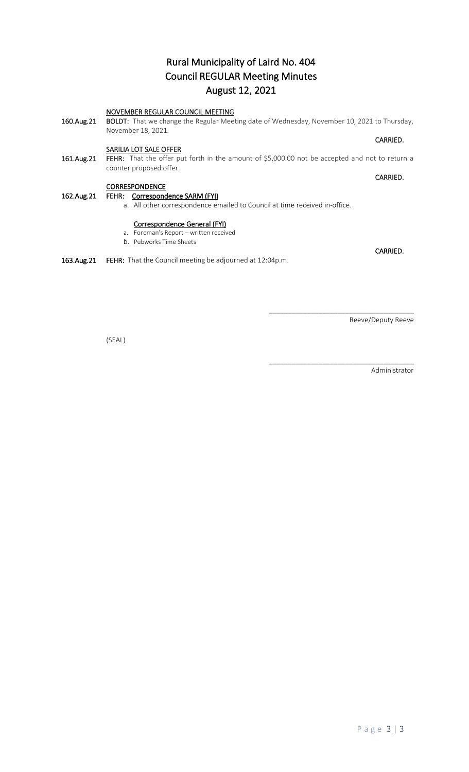# Rural Municipality of Laird No. 404
# Council REGULAR Meeting Minutes
# August 12, 2021

**NOVEMBER REGULAR COUNCIL MEETING**

**160.Aug.21** **BOLDT:** That we change the Regular Meeting date of Wednesday, November 10, 2021 to Thursday, November 18, 2021.

**CARRIED.**

**SARILIA LOT SALE OFFER**

**161.Aug.21** **FEHR:** That the offer put forth in the amount of $5,000.00 not be accepted and not to return a counter proposed offer.

**CARRIED.**

**CORRESPONDENCE**

**162.Aug.21** **FEHR:** **Correspondence SARM (FYI)**

a. All other correspondence emailed to Council at time received in-office.

**Correspondence General (FYI)**

a. Foreman's Report – written received
b. Pubworks Time Sheets

**CARRIED.**

**163.Aug.21** **FEHR:** That the Council meeting be adjourned at 12:04p.m.

\_\_\_\_\_\_\_\_\_\_\_\_\_\_\_\_\_\_\_\_\_\_\_\_\_\_\_\_\_\_\_\_\_\_\_\_\_\_

Reeve/Deputy Reeve

(SEAL)

\_\_\_\_\_\_\_\_\_\_\_\_\_\_\_\_\_\_\_\_\_\_\_\_\_\_\_\_\_\_\_\_\_\_\_\_\_\_

Administrator